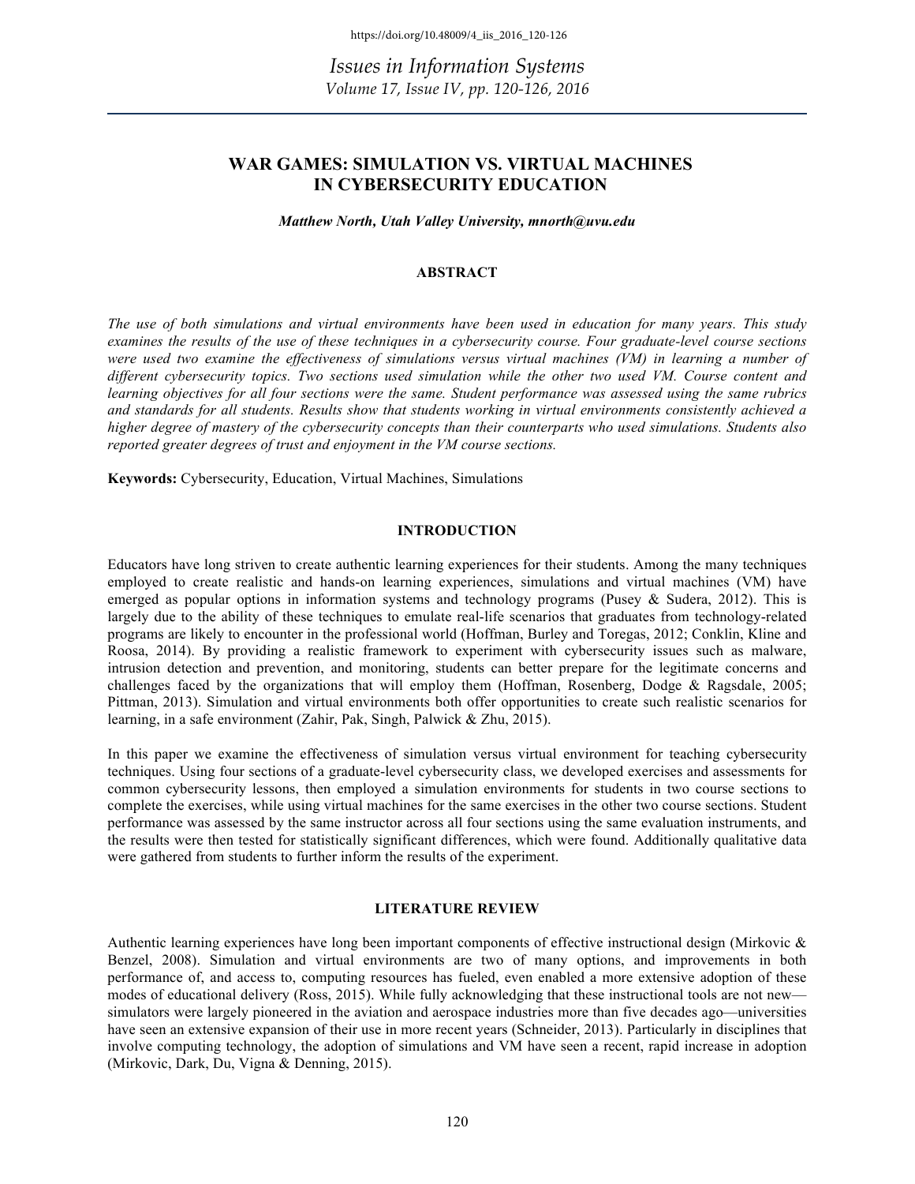# WAR GAMES: SIMULATION VS. VIRTUAL MACHINES IN CYBERSECURITY EDUCATION

***Matthew North, Utah Valley University, mnorth@uvu.edu***

## ABSTRACT

*The use of both simulations and virtual environments have been used in education for many years. This study examines the results of the use of these techniques in a cybersecurity course. Four graduate-level course sections were used two examine the effectiveness of simulations versus virtual machines (VM) in learning a number of different cybersecurity topics. Two sections used simulation while the other two used VM. Course content and learning objectives for all four sections were the same. Student performance was assessed using the same rubrics and standards for all students. Results show that students working in virtual environments consistently achieved a higher degree of mastery of the cybersecurity concepts than their counterparts who used simulations. Students also reported greater degrees of trust and enjoyment in the VM course sections.*

**Keywords:** Cybersecurity, Education, Virtual Machines, Simulations

## INTRODUCTION

Educators have long striven to create authentic learning experiences for their students. Among the many techniques employed to create realistic and hands-on learning experiences, simulations and virtual machines (VM) have emerged as popular options in information systems and technology programs (Pusey & Sudera, 2012). This is largely due to the ability of these techniques to emulate real-life scenarios that graduates from technology-related programs are likely to encounter in the professional world (Hoffman, Burley and Toregas, 2012; Conklin, Kline and Roosa, 2014). By providing a realistic framework to experiment with cybersecurity issues such as malware, intrusion detection and prevention, and monitoring, students can better prepare for the legitimate concerns and challenges faced by the organizations that will employ them (Hoffman, Rosenberg, Dodge & Ragsdale, 2005; Pittman, 2013). Simulation and virtual environments both offer opportunities to create such realistic scenarios for learning, in a safe environment (Zahir, Pak, Singh, Palwick & Zhu, 2015).

In this paper we examine the effectiveness of simulation versus virtual environment for teaching cybersecurity techniques. Using four sections of a graduate-level cybersecurity class, we developed exercises and assessments for common cybersecurity lessons, then employed a simulation environments for students in two course sections to complete the exercises, while using virtual machines for the same exercises in the other two course sections. Student performance was assessed by the same instructor across all four sections using the same evaluation instruments, and the results were then tested for statistically significant differences, which were found. Additionally qualitative data were gathered from students to further inform the results of the experiment.

## LITERATURE REVIEW

Authentic learning experiences have long been important components of effective instructional design (Mirkovic & Benzel, 2008). Simulation and virtual environments are two of many options, and improvements in both performance of, and access to, computing resources has fueled, even enabled a more extensive adoption of these modes of educational delivery (Ross, 2015). While fully acknowledging that these instructional tools are not new—simulators were largely pioneered in the aviation and aerospace industries more than five decades ago—universities have seen an extensive expansion of their use in more recent years (Schneider, 2013). Particularly in disciplines that involve computing technology, the adoption of simulations and VM have seen a recent, rapid increase in adoption (Mirkovic, Dark, Du, Vigna & Denning, 2015).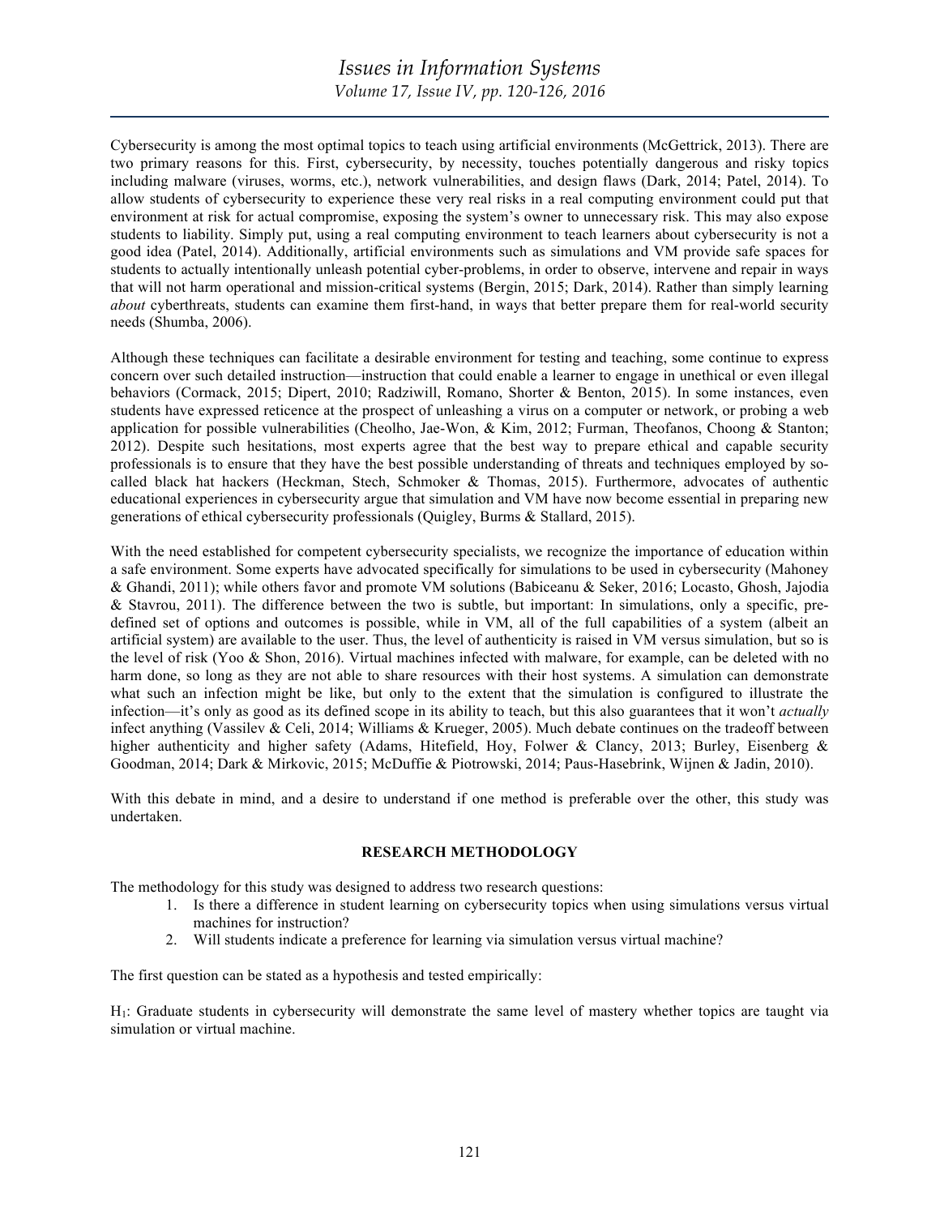Cybersecurity is among the most optimal topics to teach using artificial environments (McGettrick, 2013). There are two primary reasons for this. First, cybersecurity, by necessity, touches potentially dangerous and risky topics including malware (viruses, worms, etc.), network vulnerabilities, and design flaws (Dark, 2014; Patel, 2014). To allow students of cybersecurity to experience these very real risks in a real computing environment could put that environment at risk for actual compromise, exposing the system's owner to unnecessary risk. This may also expose students to liability. Simply put, using a real computing environment to teach learners about cybersecurity is not a good idea (Patel, 2014). Additionally, artificial environments such as simulations and VM provide safe spaces for students to actually intentionally unleash potential cyber-problems, in order to observe, intervene and repair in ways that will not harm operational and mission-critical systems (Bergin, 2015; Dark, 2014). Rather than simply learning *about* cyberthreats, students can examine them first-hand, in ways that better prepare them for real-world security needs (Shumba, 2006).

Although these techniques can facilitate a desirable environment for testing and teaching, some continue to express concern over such detailed instruction—instruction that could enable a learner to engage in unethical or even illegal behaviors (Cormack, 2015; Dipert, 2010; Radziwill, Romano, Shorter & Benton, 2015). In some instances, even students have expressed reticence at the prospect of unleashing a virus on a computer or network, or probing a web application for possible vulnerabilities (Cheolho, Jae-Won, & Kim, 2012; Furman, Theofanos, Choong & Stanton; 2012). Despite such hesitations, most experts agree that the best way to prepare ethical and capable security professionals is to ensure that they have the best possible understanding of threats and techniques employed by so-called black hat hackers (Heckman, Stech, Schmoker & Thomas, 2015). Furthermore, advocates of authentic educational experiences in cybersecurity argue that simulation and VM have now become essential in preparing new generations of ethical cybersecurity professionals (Quigley, Burms & Stallard, 2015).

With the need established for competent cybersecurity specialists, we recognize the importance of education within a safe environment. Some experts have advocated specifically for simulations to be used in cybersecurity (Mahoney & Ghandi, 2011); while others favor and promote VM solutions (Babiceanu & Seker, 2016; Locasto, Ghosh, Jajodia & Stavrou, 2011). The difference between the two is subtle, but important: In simulations, only a specific, pre-defined set of options and outcomes is possible, while in VM, all of the full capabilities of a system (albeit an artificial system) are available to the user. Thus, the level of authenticity is raised in VM versus simulation, but so is the level of risk (Yoo & Shon, 2016). Virtual machines infected with malware, for example, can be deleted with no harm done, so long as they are not able to share resources with their host systems. A simulation can demonstrate what such an infection might be like, but only to the extent that the simulation is configured to illustrate the infection—it's only as good as its defined scope in its ability to teach, but this also guarantees that it won't *actually* infect anything (Vassilev & Celi, 2014; Williams & Krueger, 2005). Much debate continues on the tradeoff between higher authenticity and higher safety (Adams, Hitefield, Hoy, Folwer & Clancy, 2013; Burley, Eisenberg & Goodman, 2014; Dark & Mirkovic, 2015; McDuffie & Piotrowski, 2014; Paus-Hasebrink, Wijnen & Jadin, 2010).

With this debate in mind, and a desire to understand if one method is preferable over the other, this study was undertaken.

## RESEARCH METHODOLOGY

The methodology for this study was designed to address two research questions:

1. Is there a difference in student learning on cybersecurity topics when using simulations versus virtual machines for instruction?
2. Will students indicate a preference for learning via simulation versus virtual machine?

The first question can be stated as a hypothesis and tested empirically:

$H_1$: Graduate students in cybersecurity will demonstrate the same level of mastery whether topics are taught via simulation or virtual machine.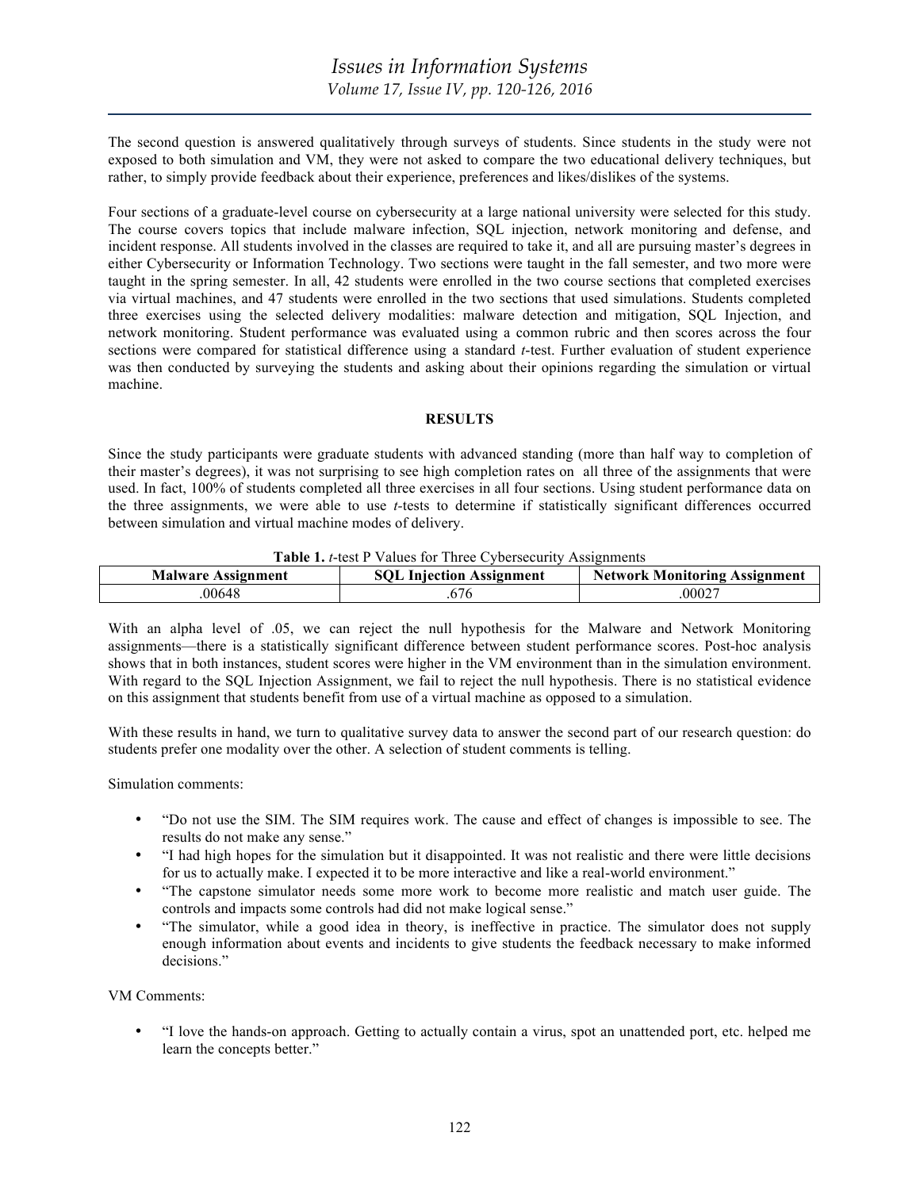The second question is answered qualitatively through surveys of students. Since students in the study were not exposed to both simulation and VM, they were not asked to compare the two educational delivery techniques, but rather, to simply provide feedback about their experience, preferences and likes/dislikes of the systems.

Four sections of a graduate-level course on cybersecurity at a large national university were selected for this study. The course covers topics that include malware infection, SQL injection, network monitoring and defense, and incident response. All students involved in the classes are required to take it, and all are pursuing master's degrees in either Cybersecurity or Information Technology. Two sections were taught in the fall semester, and two more were taught in the spring semester. In all, 42 students were enrolled in the two course sections that completed exercises via virtual machines, and 47 students were enrolled in the two sections that used simulations. Students completed three exercises using the selected delivery modalities: malware detection and mitigation, SQL Injection, and network monitoring. Student performance was evaluated using a common rubric and then scores across the four sections were compared for statistical difference using a standard *t*-test. Further evaluation of student experience was then conducted by surveying the students and asking about their opinions regarding the simulation or virtual machine.

## RESULTS

Since the study participants were graduate students with advanced standing (more than half way to completion of their master's degrees), it was not surprising to see high completion rates on all three of the assignments that were used. In fact, 100% of students completed all three exercises in all four sections. Using student performance data on the three assignments, we were able to use *t*-tests to determine if statistically significant differences occurred between simulation and virtual machine modes of delivery.

**Table 1.** *t*-test P Values for Three Cybersecurity Assignments

| Malware Assignment | SQL Injection Assignment | Network Monitoring Assignment |
|---|---|---|
| .00648 | .676 | .00027 |

With an alpha level of .05, we can reject the null hypothesis for the Malware and Network Monitoring assignments—there is a statistically significant difference between student performance scores. Post-hoc analysis shows that in both instances, student scores were higher in the VM environment than in the simulation environment. With regard to the SQL Injection Assignment, we fail to reject the null hypothesis. There is no statistical evidence on this assignment that students benefit from use of a virtual machine as opposed to a simulation.

With these results in hand, we turn to qualitative survey data to answer the second part of our research question: do students prefer one modality over the other. A selection of student comments is telling.

Simulation comments:

- "Do not use the SIM. The SIM requires work. The cause and effect of changes is impossible to see. The results do not make any sense."
- "I had high hopes for the simulation but it disappointed. It was not realistic and there were little decisions for us to actually make. I expected it to be more interactive and like a real-world environment."
- "The capstone simulator needs some more work to become more realistic and match user guide. The controls and impacts some controls had did not make logical sense."
- "The simulator, while a good idea in theory, is ineffective in practice. The simulator does not supply enough information about events and incidents to give students the feedback necessary to make informed decisions."

VM Comments:

- "I love the hands-on approach. Getting to actually contain a virus, spot an unattended port, etc. helped me learn the concepts better."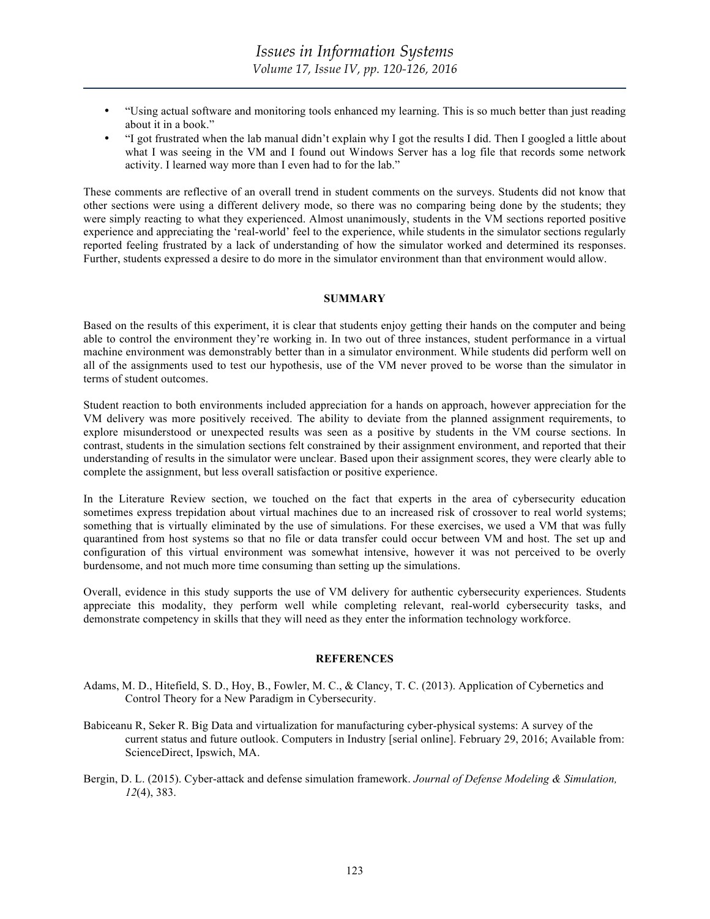- "Using actual software and monitoring tools enhanced my learning. This is so much better than just reading about it in a book."
- "I got frustrated when the lab manual didn't explain why I got the results I did. Then I googled a little about what I was seeing in the VM and I found out Windows Server has a log file that records some network activity. I learned way more than I even had to for the lab."

These comments are reflective of an overall trend in student comments on the surveys. Students did not know that other sections were using a different delivery mode, so there was no comparing being done by the students; they were simply reacting to what they experienced. Almost unanimously, students in the VM sections reported positive experience and appreciating the 'real-world' feel to the experience, while students in the simulator sections regularly reported feeling frustrated by a lack of understanding of how the simulator worked and determined its responses. Further, students expressed a desire to do more in the simulator environment than that environment would allow.

## SUMMARY

Based on the results of this experiment, it is clear that students enjoy getting their hands on the computer and being able to control the environment they're working in. In two out of three instances, student performance in a virtual machine environment was demonstrably better than in a simulator environment. While students did perform well on all of the assignments used to test our hypothesis, use of the VM never proved to be worse than the simulator in terms of student outcomes.

Student reaction to both environments included appreciation for a hands on approach, however appreciation for the VM delivery was more positively received. The ability to deviate from the planned assignment requirements, to explore misunderstood or unexpected results was seen as a positive by students in the VM course sections. In contrast, students in the simulation sections felt constrained by their assignment environment, and reported that their understanding of results in the simulator were unclear. Based upon their assignment scores, they were clearly able to complete the assignment, but less overall satisfaction or positive experience.

In the Literature Review section, we touched on the fact that experts in the area of cybersecurity education sometimes express trepidation about virtual machines due to an increased risk of crossover to real world systems; something that is virtually eliminated by the use of simulations. For these exercises, we used a VM that was fully quarantined from host systems so that no file or data transfer could occur between VM and host. The set up and configuration of this virtual environment was somewhat intensive, however it was not perceived to be overly burdensome, and not much more time consuming than setting up the simulations.

Overall, evidence in this study supports the use of VM delivery for authentic cybersecurity experiences. Students appreciate this modality, they perform well while completing relevant, real-world cybersecurity tasks, and demonstrate competency in skills that they will need as they enter the information technology workforce.

## REFERENCES

Adams, M. D., Hitefield, S. D., Hoy, B., Fowler, M. C., & Clancy, T. C. (2013). Application of Cybernetics and Control Theory for a New Paradigm in Cybersecurity.

Babiceanu R, Seker R. Big Data and virtualization for manufacturing cyber-physical systems: A survey of the current status and future outlook. Computers in Industry [serial online]. February 29, 2016; Available from: ScienceDirect, Ipswich, MA.

Bergin, D. L. (2015). Cyber-attack and defense simulation framework. *Journal of Defense Modeling & Simulation, 12*(4), 383.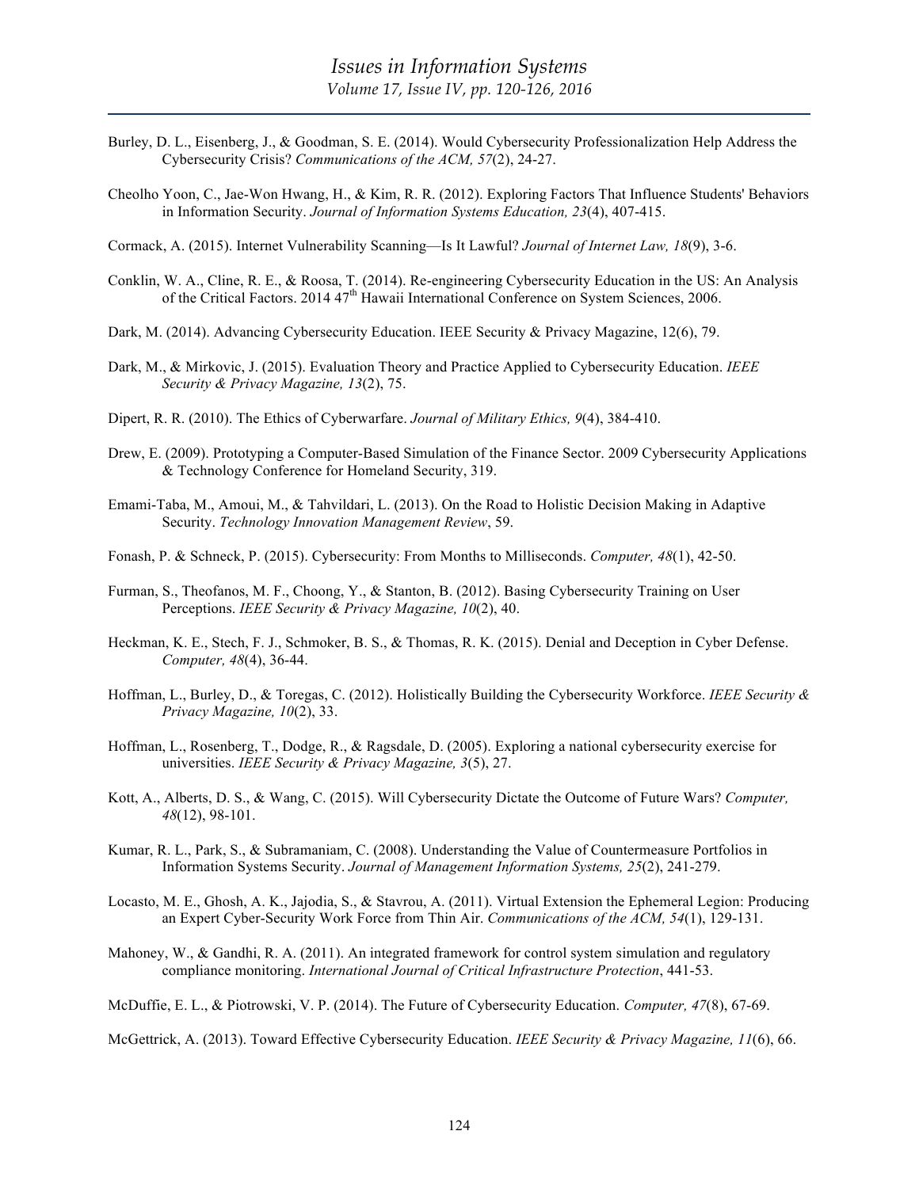Burley, D. L., Eisenberg, J., & Goodman, S. E. (2014). Would Cybersecurity Professionalization Help Address the Cybersecurity Crisis? *Communications of the ACM, 57*(2), 24-27.

Cheolho Yoon, C., Jae-Won Hwang, H., & Kim, R. R. (2012). Exploring Factors That Influence Students' Behaviors in Information Security. *Journal of Information Systems Education, 23*(4), 407-415.

Cormack, A. (2015). Internet Vulnerability Scanning—Is It Lawful? *Journal of Internet Law, 18*(9), 3-6.

Conklin, W. A., Cline, R. E., & Roosa, T. (2014). Re-engineering Cybersecurity Education in the US: An Analysis of the Critical Factors. 2014 47th Hawaii International Conference on System Sciences, 2006.

Dark, M. (2014). Advancing Cybersecurity Education. IEEE Security & Privacy Magazine, 12(6), 79.

Dark, M., & Mirkovic, J. (2015). Evaluation Theory and Practice Applied to Cybersecurity Education. *IEEE Security & Privacy Magazine, 13*(2), 75.

Dipert, R. R. (2010). The Ethics of Cyberwarfare. *Journal of Military Ethics, 9*(4), 384-410.

Drew, E. (2009). Prototyping a Computer-Based Simulation of the Finance Sector. 2009 Cybersecurity Applications & Technology Conference for Homeland Security, 319.

Emami-Taba, M., Amoui, M., & Tahvildari, L. (2013). On the Road to Holistic Decision Making in Adaptive Security. *Technology Innovation Management Review*, 59.

Fonash, P. & Schneck, P. (2015). Cybersecurity: From Months to Milliseconds. *Computer, 48*(1), 42-50.

Furman, S., Theofanos, M. F., Choong, Y., & Stanton, B. (2012). Basing Cybersecurity Training on User Perceptions. *IEEE Security & Privacy Magazine, 10*(2), 40.

Heckman, K. E., Stech, F. J., Schmoker, B. S., & Thomas, R. K. (2015). Denial and Deception in Cyber Defense. *Computer, 48*(4), 36-44.

Hoffman, L., Burley, D., & Toregas, C. (2012). Holistically Building the Cybersecurity Workforce. *IEEE Security & Privacy Magazine, 10*(2), 33.

Hoffman, L., Rosenberg, T., Dodge, R., & Ragsdale, D. (2005). Exploring a national cybersecurity exercise for universities. *IEEE Security & Privacy Magazine, 3*(5), 27.

Kott, A., Alberts, D. S., & Wang, C. (2015). Will Cybersecurity Dictate the Outcome of Future Wars? *Computer, 48*(12), 98-101.

Kumar, R. L., Park, S., & Subramaniam, C. (2008). Understanding the Value of Countermeasure Portfolios in Information Systems Security. *Journal of Management Information Systems, 25*(2), 241-279.

Locasto, M. E., Ghosh, A. K., Jajodia, S., & Stavrou, A. (2011). Virtual Extension the Ephemeral Legion: Producing an Expert Cyber-Security Work Force from Thin Air. *Communications of the ACM, 54*(1), 129-131.

Mahoney, W., & Gandhi, R. A. (2011). An integrated framework for control system simulation and regulatory compliance monitoring. *International Journal of Critical Infrastructure Protection*, 441-53.

McDuffie, E. L., & Piotrowski, V. P. (2014). The Future of Cybersecurity Education. *Computer, 47*(8), 67-69.

McGettrick, A. (2013). Toward Effective Cybersecurity Education. *IEEE Security & Privacy Magazine, 11*(6), 66.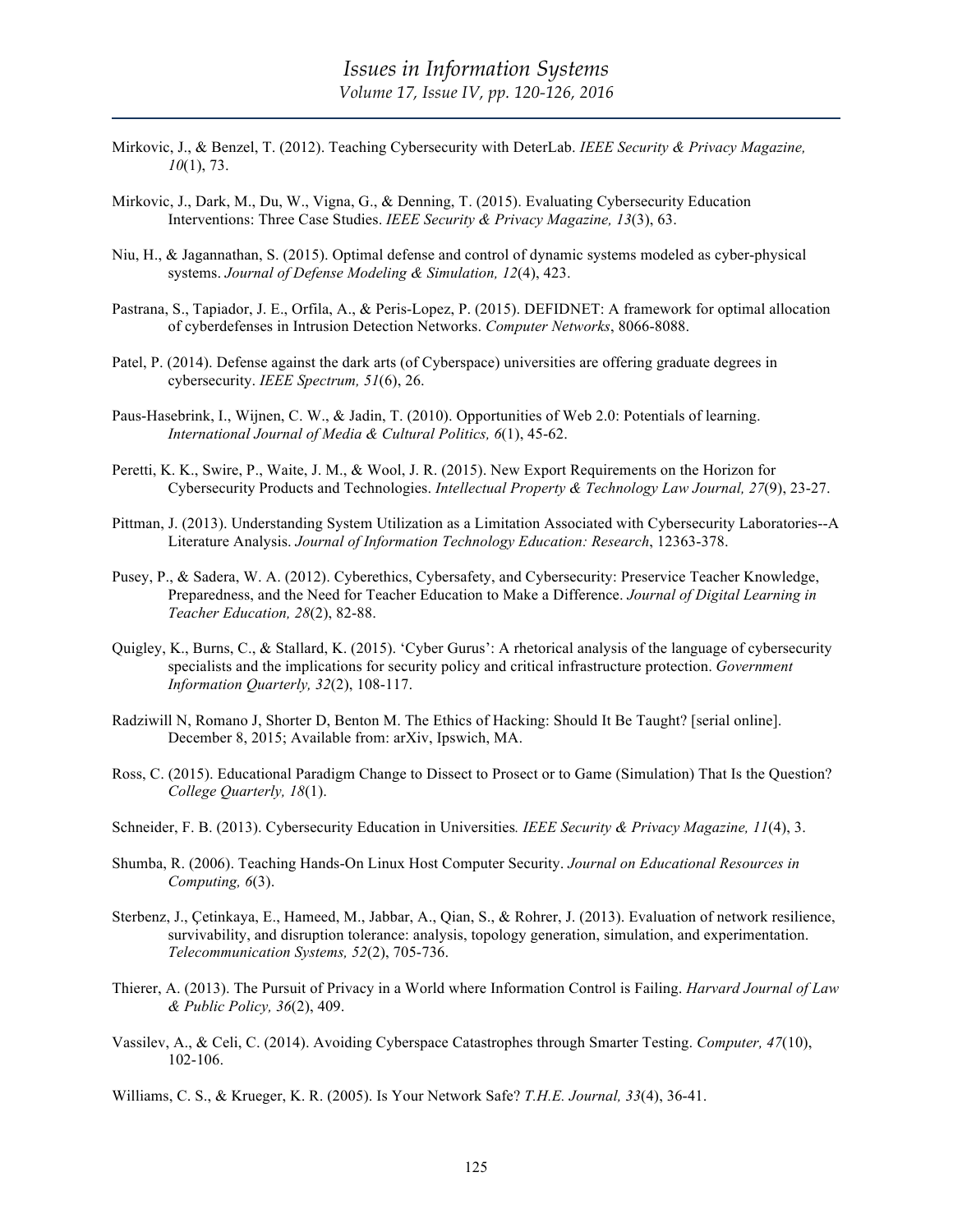Mirkovic, J., & Benzel, T. (2012). Teaching Cybersecurity with DeterLab. *IEEE Security & Privacy Magazine, 10*(1), 73.

Mirkovic, J., Dark, M., Du, W., Vigna, G., & Denning, T. (2015). Evaluating Cybersecurity Education Interventions: Three Case Studies. *IEEE Security & Privacy Magazine, 13*(3), 63.

Niu, H., & Jagannathan, S. (2015). Optimal defense and control of dynamic systems modeled as cyber-physical systems. *Journal of Defense Modeling & Simulation, 12*(4), 423.

Pastrana, S., Tapiador, J. E., Orfila, A., & Peris-Lopez, P. (2015). DEFIDNET: A framework for optimal allocation of cyberdefenses in Intrusion Detection Networks. *Computer Networks*, 8066-8088.

Patel, P. (2014). Defense against the dark arts (of Cyberspace) universities are offering graduate degrees in cybersecurity. *IEEE Spectrum, 51*(6), 26.

Paus-Hasebrink, I., Wijnen, C. W., & Jadin, T. (2010). Opportunities of Web 2.0: Potentials of learning. *International Journal of Media & Cultural Politics, 6*(1), 45-62.

Peretti, K. K., Swire, P., Waite, J. M., & Wool, J. R. (2015). New Export Requirements on the Horizon for Cybersecurity Products and Technologies. *Intellectual Property & Technology Law Journal, 27*(9), 23-27.

Pittman, J. (2013). Understanding System Utilization as a Limitation Associated with Cybersecurity Laboratories--A Literature Analysis. *Journal of Information Technology Education: Research*, 12363-378.

Pusey, P., & Sadera, W. A. (2012). Cyberethics, Cybersafety, and Cybersecurity: Preservice Teacher Knowledge, Preparedness, and the Need for Teacher Education to Make a Difference. *Journal of Digital Learning in Teacher Education, 28*(2), 82-88.

Quigley, K., Burns, C., & Stallard, K. (2015). 'Cyber Gurus': A rhetorical analysis of the language of cybersecurity specialists and the implications for security policy and critical infrastructure protection. *Government Information Quarterly, 32*(2), 108-117.

Radziwill N, Romano J, Shorter D, Benton M. The Ethics of Hacking: Should It Be Taught? [serial online]. December 8, 2015; Available from: arXiv, Ipswich, MA.

Ross, C. (2015). Educational Paradigm Change to Dissect to Prosect or to Game (Simulation) That Is the Question? *College Quarterly, 18*(1).

Schneider, F. B. (2013). Cybersecurity Education in Universities*. IEEE Security & Privacy Magazine, 11*(4), 3.

Shumba, R. (2006). Teaching Hands-On Linux Host Computer Security. *Journal on Educational Resources in Computing, 6*(3).

Sterbenz, J., Çetinkaya, E., Hameed, M., Jabbar, A., Qian, S., & Rohrer, J. (2013). Evaluation of network resilience, survivability, and disruption tolerance: analysis, topology generation, simulation, and experimentation. *Telecommunication Systems, 52*(2), 705-736.

Thierer, A. (2013). The Pursuit of Privacy in a World where Information Control is Failing. *Harvard Journal of Law & Public Policy, 36*(2), 409.

Vassilev, A., & Celi, C. (2014). Avoiding Cyberspace Catastrophes through Smarter Testing. *Computer, 47*(10), 102-106.

Williams, C. S., & Krueger, K. R. (2005). Is Your Network Safe? *T.H.E. Journal, 33*(4), 36-41.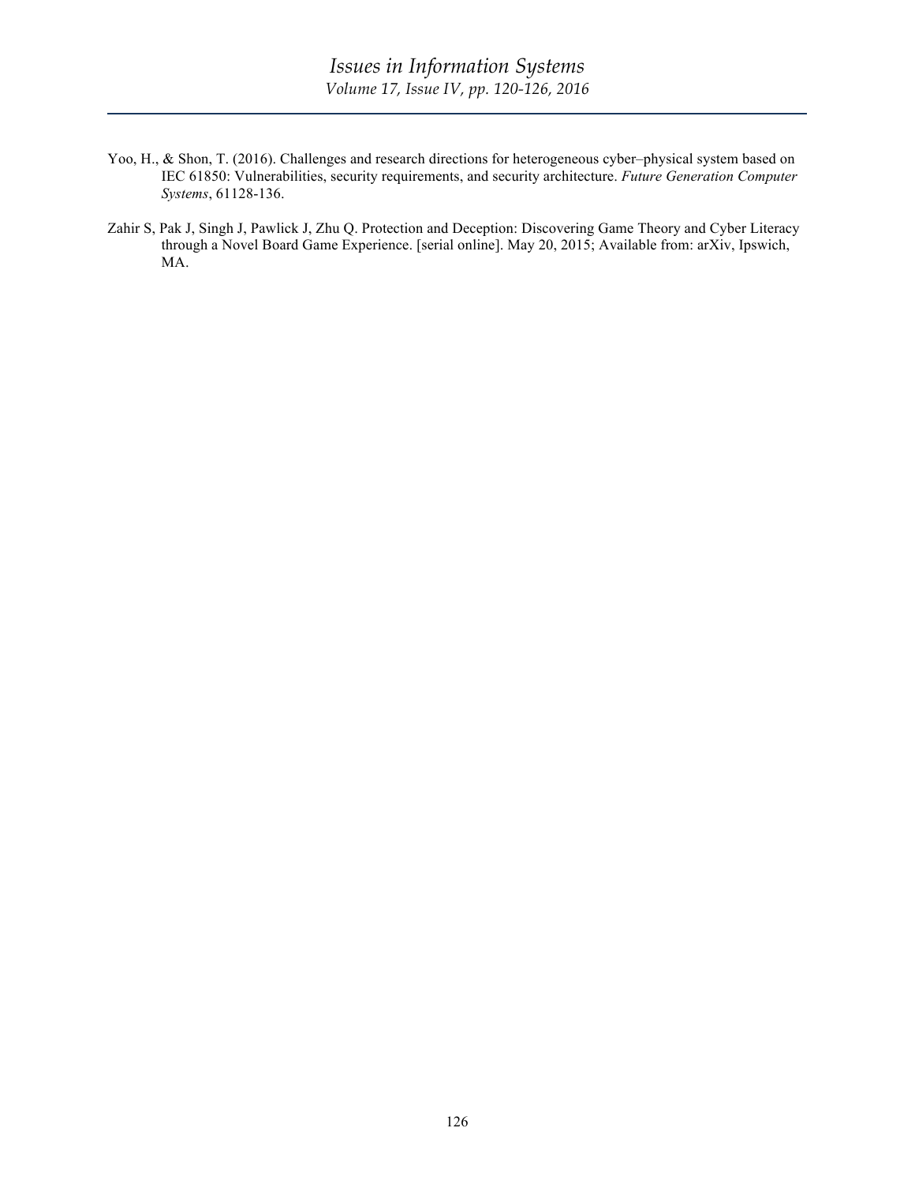Yoo, H., & Shon, T. (2016). Challenges and research directions for heterogeneous cyber–physical system based on IEC 61850: Vulnerabilities, security requirements, and security architecture. *Future Generation Computer Systems*, 61128-136.

Zahir S, Pak J, Singh J, Pawlick J, Zhu Q. Protection and Deception: Discovering Game Theory and Cyber Literacy through a Novel Board Game Experience. [serial online]. May 20, 2015; Available from: arXiv, Ipswich, MA.